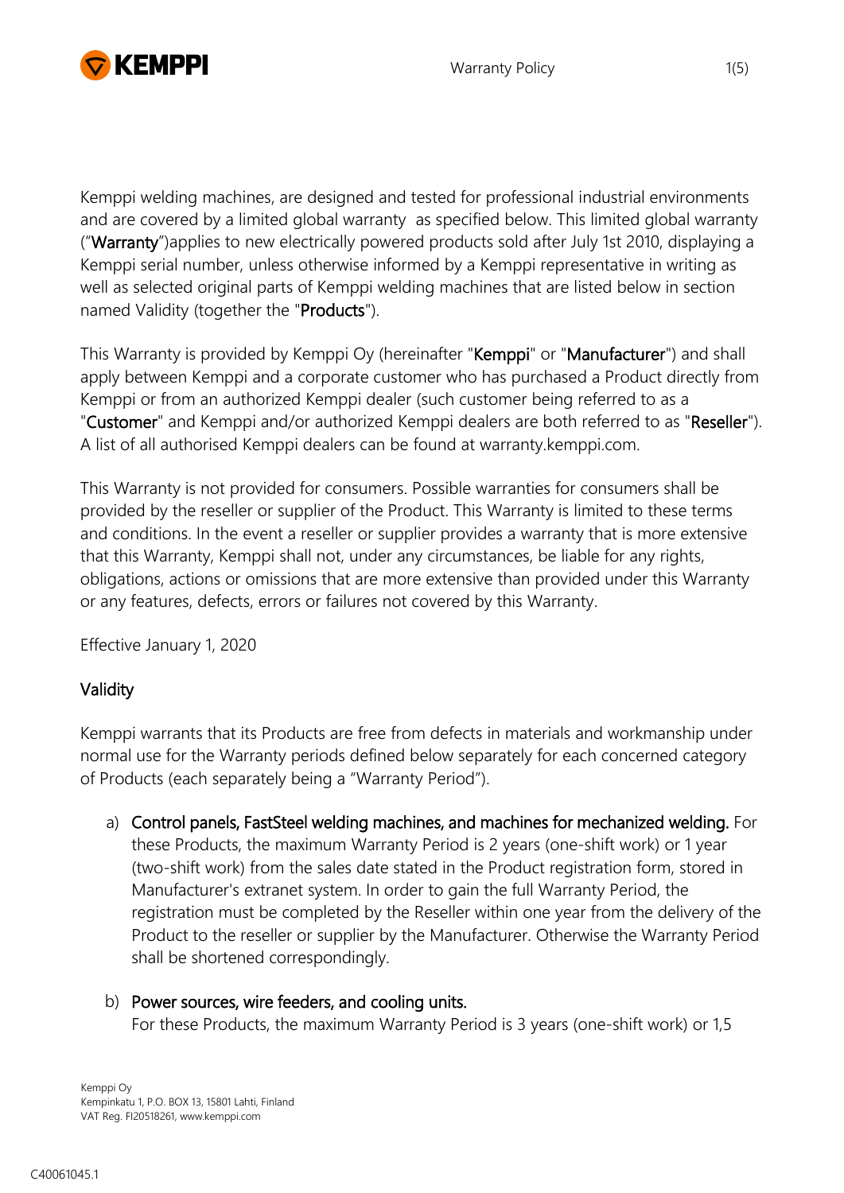Kemppi welding machines, are designed and tested for professional industrial environments and are covered by a limited global warranty  as specified below. This limited global warranty ("**Warranty**")applies to new electrically powered products sold after July 1st 2010, displaying a Kemppi serial number, unless otherwise informed by a Kemppi representative in writing as well as selected original parts of Kemppi welding machines that are listed below in section named Validity (together the "**Products**").

This Warranty is provided by Kemppi Oy (hereinafter "**Kemppi**" or "**Manufacturer**") and shall apply between Kemppi and a corporate customer who has purchased a Product directly from Kemppi or from an authorized Kemppi dealer (such customer being referred to as a "**Customer**" and Kemppi and/or authorized Kemppi dealers are both referred to as "**Reseller**"). A list of all authorised Kemppi dealers can be found at warranty.kemppi.com.

This Warranty is not provided for consumers. Possible warranties for consumers shall be provided by the reseller or supplier of the Product. This Warranty is limited to these terms and conditions. In the event a reseller or supplier provides a warranty that is more extensive that this Warranty, Kemppi shall not, under any circumstances, be liable for any rights, obligations, actions or omissions that are more extensive than provided under this Warranty or any features, defects, errors or failures not covered by this Warranty.

Effective January 1, 2020

## Validity

Kemppi warrants that its Products are free from defects in materials and workmanship under normal use for the Warranty periods defined below separately for each concerned category of Products (each separately being a "Warranty Period").

a) **Control panels, FastSteel welding machines, and machines for mechanized welding.** For these Products, the maximum Warranty Period is 2 years (one-shift work) or 1 year (two-shift work) from the sales date stated in the Product registration form, stored in Manufacturer's extranet system. In order to gain the full Warranty Period, the registration must be completed by the Reseller within one year from the delivery of the Product to the reseller or supplier by the Manufacturer. Otherwise the Warranty Period shall be shortened correspondingly.

b) **Power sources, wire feeders, and cooling units.**
For these Products, the maximum Warranty Period is 3 years (one-shift work) or 1,5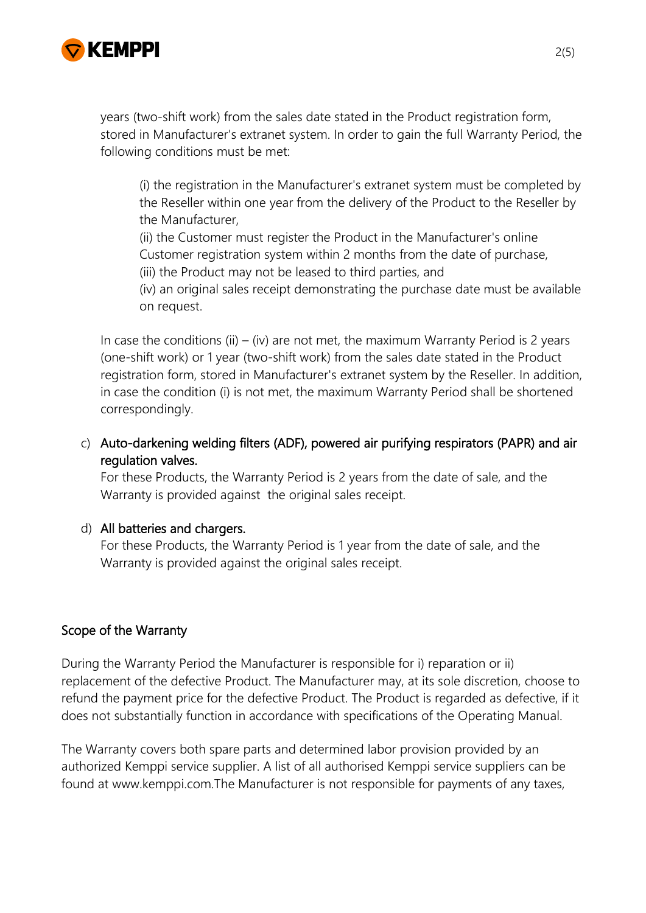years (two-shift work) from the sales date stated in the Product registration form, stored in Manufacturer's extranet system. In order to gain the full Warranty Period, the following conditions must be met:

(i) the registration in the Manufacturer's extranet system must be completed by the Reseller within one year from the delivery of the Product to the Reseller by the Manufacturer,
(ii) the Customer must register the Product in the Manufacturer's online Customer registration system within 2 months from the date of purchase,
(iii) the Product may not be leased to third parties, and
(iv) an original sales receipt demonstrating the purchase date must be available on request.

In case the conditions (ii) – (iv) are not met, the maximum Warranty Period is 2 years (one-shift work) or 1 year (two-shift work) from the sales date stated in the Product registration form, stored in Manufacturer's extranet system by the Reseller. In addition, in case the condition (i) is not met, the maximum Warranty Period shall be shortened correspondingly.

c) Auto-darkening welding filters (ADF), powered air purifying respirators (PAPR) and air regulation valves.
For these Products, the Warranty Period is 2 years from the date of sale, and the Warranty is provided against the original sales receipt.

d) All batteries and chargers.
For these Products, the Warranty Period is 1 year from the date of sale, and the Warranty is provided against the original sales receipt.

## Scope of the Warranty

During the Warranty Period the Manufacturer is responsible for i) reparation or ii) replacement of the defective Product. The Manufacturer may, at its sole discretion, choose to refund the payment price for the defective Product. The Product is regarded as defective, if it does not substantially function in accordance with specifications of the Operating Manual.

The Warranty covers both spare parts and determined labor provision provided by an authorized Kemppi service supplier. A list of all authorised Kemppi service suppliers can be found at www.kemppi.com.The Manufacturer is not responsible for payments of any taxes,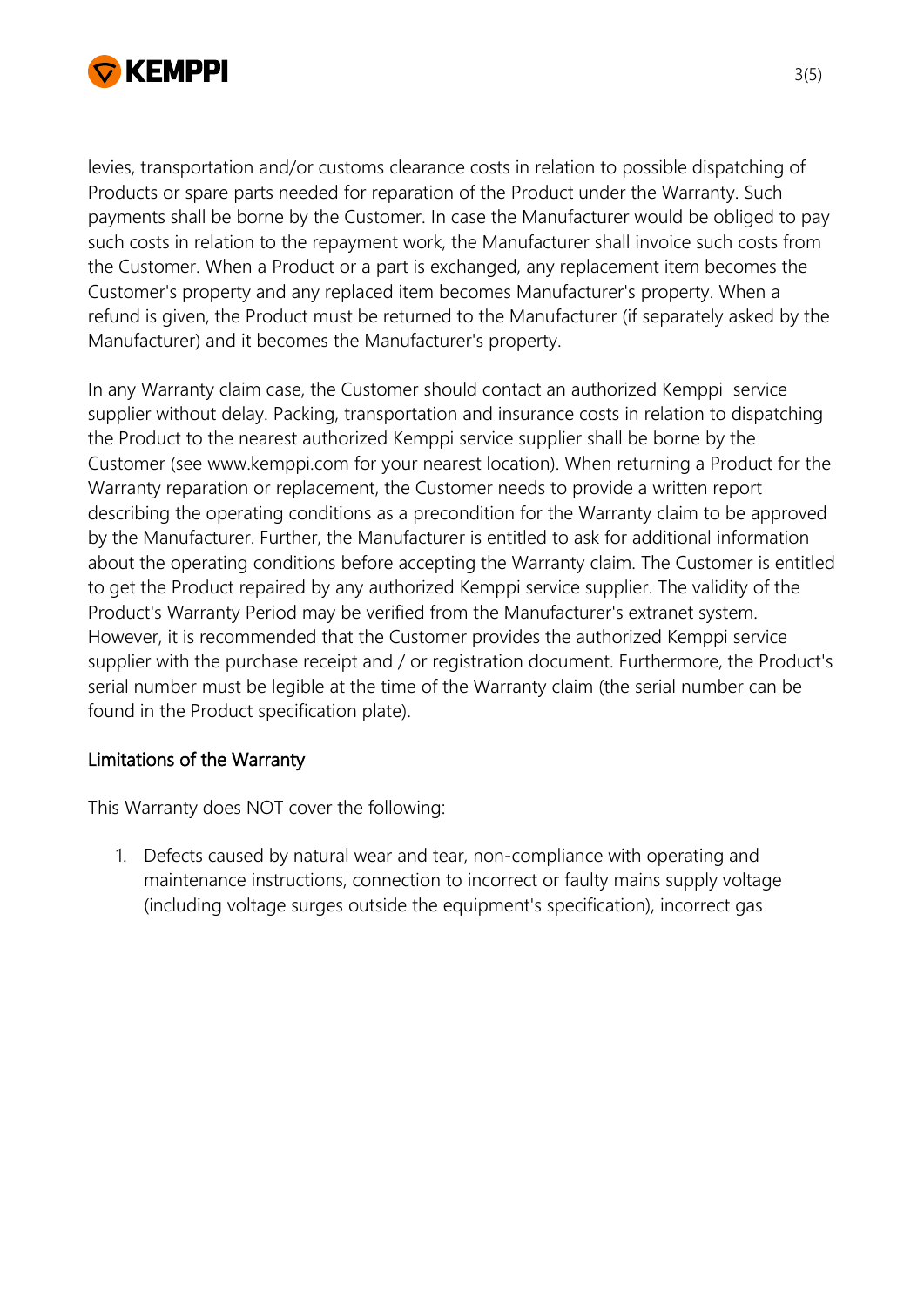levies, transportation and/or customs clearance costs in relation to possible dispatching of Products or spare parts needed for reparation of the Product under the Warranty. Such payments shall be borne by the Customer. In case the Manufacturer would be obliged to pay such costs in relation to the repayment work, the Manufacturer shall invoice such costs from the Customer. When a Product or a part is exchanged, any replacement item becomes the Customer's property and any replaced item becomes Manufacturer's property. When a refund is given, the Product must be returned to the Manufacturer (if separately asked by the Manufacturer) and it becomes the Manufacturer's property.

In any Warranty claim case, the Customer should contact an authorized Kemppi service supplier without delay. Packing, transportation and insurance costs in relation to dispatching the Product to the nearest authorized Kemppi service supplier shall be borne by the Customer (see www.kemppi.com for your nearest location). When returning a Product for the Warranty reparation or replacement, the Customer needs to provide a written report describing the operating conditions as a precondition for the Warranty claim to be approved by the Manufacturer. Further, the Manufacturer is entitled to ask for additional information about the operating conditions before accepting the Warranty claim. The Customer is entitled to get the Product repaired by any authorized Kemppi service supplier. The validity of the Product's Warranty Period may be verified from the Manufacturer's extranet system. However, it is recommended that the Customer provides the authorized Kemppi service supplier with the purchase receipt and / or registration document. Furthermore, the Product's serial number must be legible at the time of the Warranty claim (the serial number can be found in the Product specification plate).

## Limitations of the Warranty

This Warranty does NOT cover the following:

1. Defects caused by natural wear and tear, non-compliance with operating and maintenance instructions, connection to incorrect or faulty mains supply voltage (including voltage surges outside the equipment's specification), incorrect gas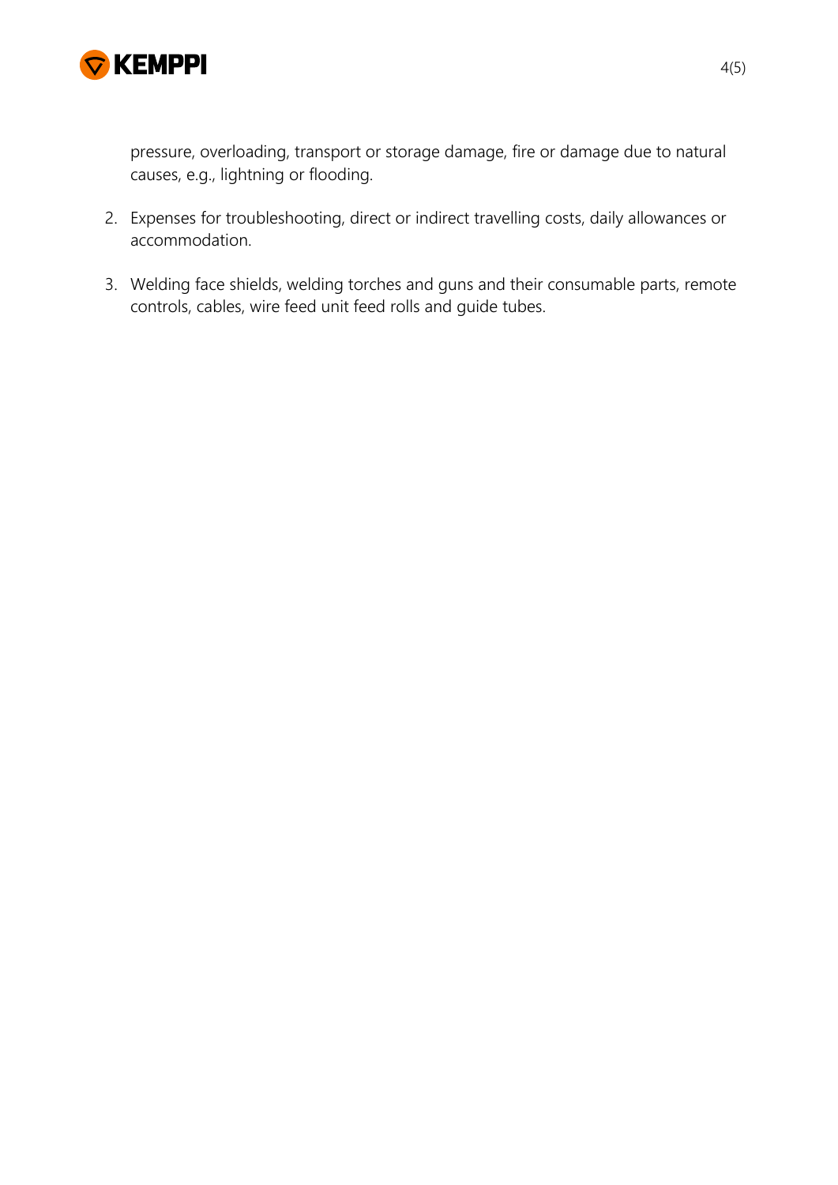pressure, overloading, transport or storage damage, fire or damage due to natural causes, e.g., lightning or flooding.

2. Expenses for troubleshooting, direct or indirect travelling costs, daily allowances or accommodation.

3. Welding face shields, welding torches and guns and their consumable parts, remote controls, cables, wire feed unit feed rolls and guide tubes.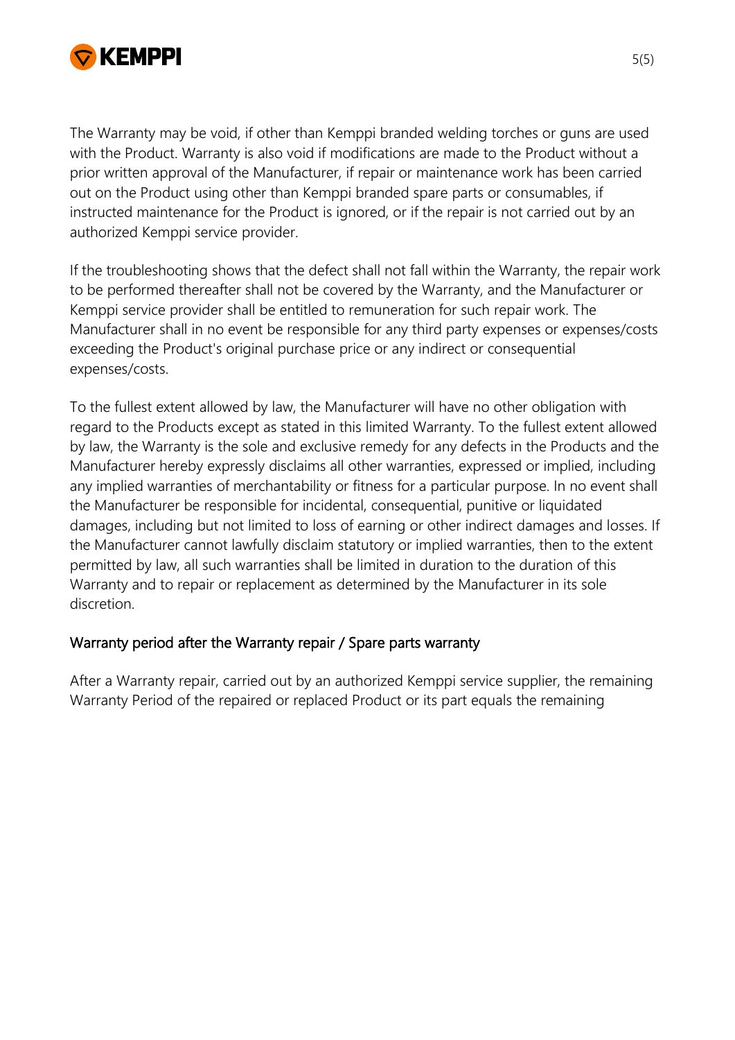The Warranty may be void, if other than Kemppi branded welding torches or guns are used with the Product. Warranty is also void if modifications are made to the Product without a prior written approval of the Manufacturer, if repair or maintenance work has been carried out on the Product using other than Kemppi branded spare parts or consumables, if instructed maintenance for the Product is ignored, or if the repair is not carried out by an authorized Kemppi service provider.

If the troubleshooting shows that the defect shall not fall within the Warranty, the repair work to be performed thereafter shall not be covered by the Warranty, and the Manufacturer or Kemppi service provider shall be entitled to remuneration for such repair work. The Manufacturer shall in no event be responsible for any third party expenses or expenses/costs exceeding the Product's original purchase price or any indirect or consequential expenses/costs.

To the fullest extent allowed by law, the Manufacturer will have no other obligation with regard to the Products except as stated in this limited Warranty. To the fullest extent allowed by law, the Warranty is the sole and exclusive remedy for any defects in the Products and the Manufacturer hereby expressly disclaims all other warranties, expressed or implied, including any implied warranties of merchantability or fitness for a particular purpose. In no event shall the Manufacturer be responsible for incidental, consequential, punitive or liquidated damages, including but not limited to loss of earning or other indirect damages and losses. If the Manufacturer cannot lawfully disclaim statutory or implied warranties, then to the extent permitted by law, all such warranties shall be limited in duration to the duration of this Warranty and to repair or replacement as determined by the Manufacturer in its sole discretion.

## Warranty period after the Warranty repair / Spare parts warranty

After a Warranty repair, carried out by an authorized Kemppi service supplier, the remaining Warranty Period of the repaired or replaced Product or its part equals the remaining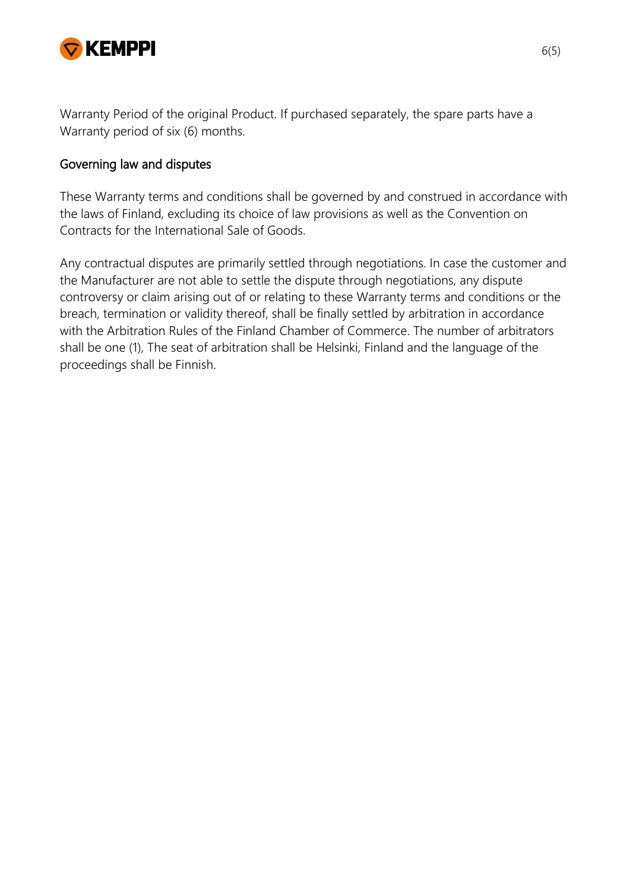Warranty Period of the original Product. If purchased separately, the spare parts have a Warranty period of six (6) months.

## Governing law and disputes

These Warranty terms and conditions shall be governed by and construed in accordance with the laws of Finland, excluding its choice of law provisions as well as the Convention on Contracts for the International Sale of Goods.

Any contractual disputes are primarily settled through negotiations. In case the customer and the Manufacturer are not able to settle the dispute through negotiations, any dispute controversy or claim arising out of or relating to these Warranty terms and conditions or the breach, termination or validity thereof, shall be finally settled by arbitration in accordance with the Arbitration Rules of the Finland Chamber of Commerce. The number of arbitrators shall be one (1), The seat of arbitration shall be Helsinki, Finland and the language of the proceedings shall be Finnish.